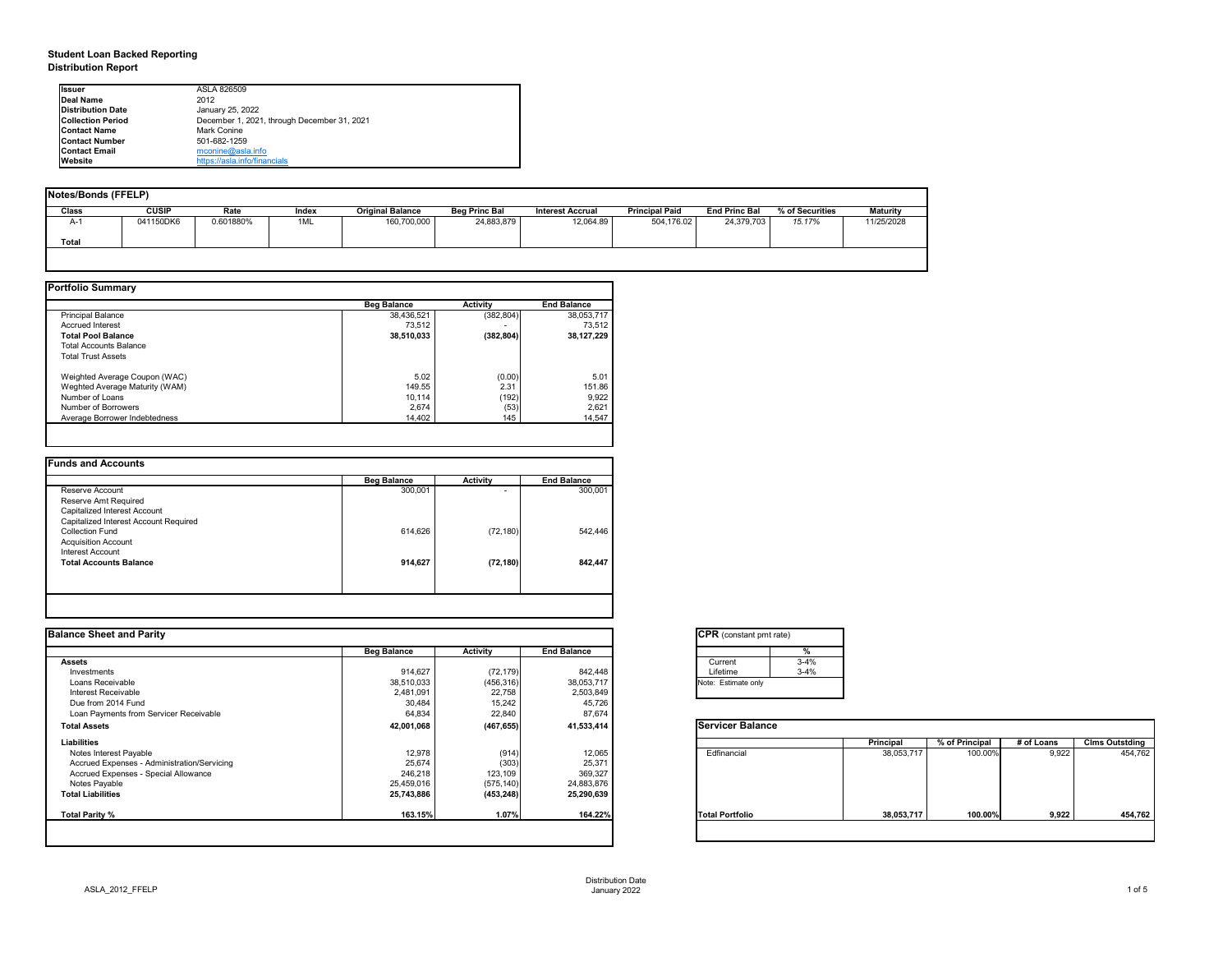# Student Loan Backed Reporting

## Distribution Report

| | |
|---|---|
| **Issuer** | ASLA 826509 |
| **Deal Name** | 2012 |
| **Distribution Date** | January 25, 2022 |
| **Collection Period** | December 1, 2021, through December 31, 2021 |
| **Contact Name** | Mark Conine |
| **Contact Number** | 501-682-1259 |
| **Contact Email** | mconine@asla.info |
| **Website** | https://asla.info/financials |

### Notes/Bonds (FFELP)

| Class | CUSIP | Rate | Index | Original Balance | Beg Princ Bal | Interest Accrual | Principal Paid | End Princ Bal | % of Securities | Maturity |
|---|---|---|---|---|---|---|---|---|---|---|
| A-1 | 041150DK6 | 0.601880% | 1ML | 160,700,000 | 24,883,879 | 12,064.89 | 504,176.02 | 24,379,703 | *15.17%* | 11/25/2028 |
| **Total** | | | | | | | | | | |

### Portfolio Summary

| | Beg Balance | Activity | End Balance |
|---|---|---|---|
| Principal Balance | 38,436,521 | (382,804) | 38,053,717 |
| Accrued Interest | 73,512 | - | 73,512 |
| **Total Pool Balance** | **38,510,033** | **(382,804)** | **38,127,229** |
| Total Accounts Balance | | | |
| Total Trust Assets | | | |
| | | | |
| Weighted Average Coupon (WAC) | 5.02 | (0.00) | 5.01 |
| Weghted Average Maturity (WAM) | 149.55 | 2.31 | 151.86 |
| Number of Loans | 10,114 | (192) | 9,922 |
| Number of Borrowers | 2,674 | (53) | 2,621 |
| Average Borrower Indebtedness | 14,402 | 145 | 14,547 |

### Funds and Accounts

| | Beg Balance | Activity | End Balance |
|---|---|---|---|
| Reserve Account | 300,001 | - | 300,001 |
| Reserve Amt Required | | | |
| Capitalized Interest Account | | | |
| Capitalized Interest Account Required | | | |
| Collection Fund | 614,626 | (72,180) | 542,446 |
| Acquisition Account | | | |
| Interest Account | | | |
| **Total Accounts Balance** | **914,627** | **(72,180)** | **842,447** |

### Balance Sheet and Parity

| | Beg Balance | Activity | End Balance |
|---|---|---|---|
| **Assets** | | | |
| Investments | 914,627 | (72,179) | 842,448 |
| Loans Receivable | 38,510,033 | (456,316) | 38,053,717 |
| Interest Receivable | 2,481,091 | 22,758 | 2,503,849 |
| Due from 2014 Fund | 30,484 | 15,242 | 45,726 |
| Loan Payments from Servicer Receivable | 64,834 | 22,840 | 87,674 |
| **Total Assets** | **42,001,068** | **(467,655)** | **41,533,414** |
| **Liabilities** | | | |
| Notes Interest Payable | 12,978 | (914) | 12,065 |
| Accrued Expenses - Administration/Servicing | 25,674 | (303) | 25,371 |
| Accrued Expenses - Special Allowance | 246,218 | 123,109 | 369,327 |
| Notes Payable | 25,459,016 | (575,140) | 24,883,876 |
| **Total Liabilities** | **25,743,886** | **(453,248)** | **25,290,639** |
| | | | |
| **Total Parity %** | **163.15%** | **1.07%** | **164.22%** |

### CPR (constant pmt rate)

| | % |
|---|---|
| Current | 3-4% |
| Lifetime | 3-4% |

Note: Estimate only

### Servicer Balance

| | Principal | % of Principal | # of Loans | Clms Outstding |
|---|---|---|---|---|
| Edfinancial | 38,053,717 | 100.00% | 9,922 | 454,762 |
| **Total Portfolio** | **38,053,717** | **100.00%** | **9,922** | **454,762** |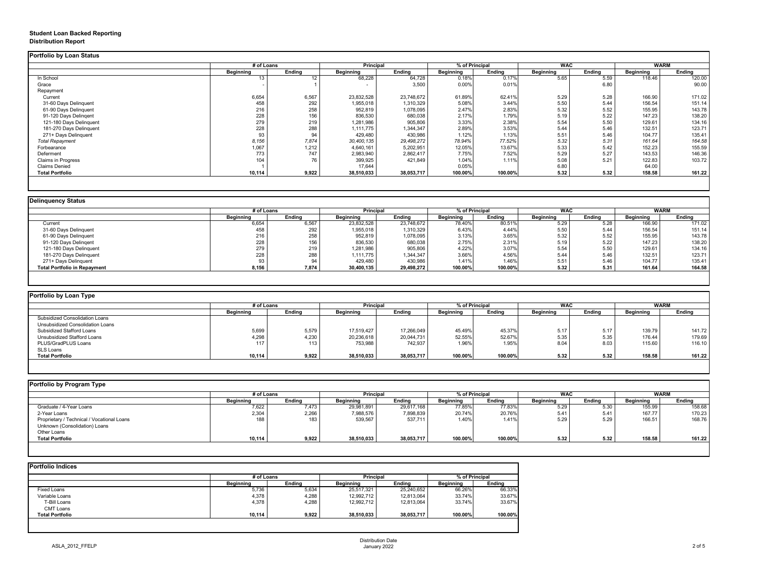**Student Loan Backed Reporting**
**Distribution Report**

### Portfolio by Loan Status

| | # of Loans | | Principal | | % of Principal | | WAC | | WARM | |
|---|---|---|---|---|---|---|---|---|---|---|
| | Beginning | Ending | Beginning | Ending | Beginning | Ending | Beginning | Ending | Beginning | Ending |
| In School | 13 | 12 | 68,228 | 64,728 | 0.18% | 0.17% | 5.65 | 5.59 | 118.46 | 120.00 |
| Grace | - | 1 | - | 3,500 | 0.00% | 0.01% | | 6.80 | | 90.00 |
| Repayment | | | | | | | | | | |
| Current | 6,654 | 6,567 | 23,832,528 | 23,748,672 | 61.89% | 62.41% | 5.29 | 5.28 | 166.90 | 171.02 |
| 31-60 Days Delinquent | 458 | 292 | 1,955,018 | 1,310,329 | 5.08% | 3.44% | 5.50 | 5.44 | 156.54 | 151.14 |
| 61-90 Days Delinquent | 216 | 258 | 952,819 | 1,078,095 | 2.47% | 2.83% | 5.32 | 5.52 | 155.95 | 143.78 |
| 91-120 Days Delingent | 228 | 156 | 836,530 | 680,038 | 2.17% | 1.79% | 5.19 | 5.22 | 147.23 | 138.20 |
| 121-180 Days Delinquent | 279 | 219 | 1,281,986 | 905,806 | 3.33% | 2.38% | 5.54 | 5.50 | 129.61 | 134.16 |
| 181-270 Days Delinquent | 228 | 288 | 1,111,775 | 1,344,347 | 2.89% | 3.53% | 5.44 | 5.46 | 132.51 | 123.71 |
| 271+ Days Delinquent | 93 | 94 | 429,480 | 430,986 | 1.12% | 1.13% | 5.51 | 5.46 | 104.77 | 135.41 |
| *Total Repayment* | *8,156* | *7,874* | *30,400,135* | *29,498,272* | *78.94%* | *77.52%* | *5.32* | *5.31* | *161.64* | *164.58* |
| Forbearance | 1,067 | 1,212 | 4,640,161 | 5,202,951 | 12.05% | 13.67% | 5.33 | 5.42 | 152.23 | 155.59 |
| Deferment | 773 | 747 | 2,983,940 | 2,862,417 | 7.75% | 7.52% | 5.29 | 5.27 | 143.53 | 146.36 |
| Claims in Progress | 104 | 76 | 399,925 | 421,849 | 1.04% | 1.11% | 5.08 | 5.21 | 122.83 | 103.72 |
| Claims Denied | 1 | | 17,644 | | 0.05% | | 6.80 | | 64.00 | |
| **Total Portfolio** | **10,114** | **9,922** | **38,510,033** | **38,053,717** | **100.00%** | **100.00%** | **5.32** | **5.32** | **158.58** | **161.22** |

### Delinquency Status

| | # of Loans | | Principal | | % of Principal | | WAC | | WARM | |
|---|---|---|---|---|---|---|---|---|---|---|
| | Beginning | Ending | Beginning | Ending | Beginning | Ending | Beginning | Ending | Beginning | Ending |
| Current | 6,654 | 6,567 | 23,832,528 | 23,748,672 | 78.40% | 80.51% | 5.29 | 5.28 | 166.90 | 171.02 |
| 31-60 Days Delinquent | 458 | 292 | 1,955,018 | 1,310,329 | 6.43% | 4.44% | 5.50 | 5.44 | 156.54 | 151.14 |
| 61-90 Days Delinquent | 216 | 258 | 952,819 | 1,078,095 | 3.13% | 3.65% | 5.32 | 5.52 | 155.95 | 143.78 |
| 91-120 Days Delingent | 228 | 156 | 836,530 | 680,038 | 2.75% | 2.31% | 5.19 | 5.22 | 147.23 | 138.20 |
| 121-180 Days Delinquent | 279 | 219 | 1,281,986 | 905,806 | 4.22% | 3.07% | 5.54 | 5.50 | 129.61 | 134.16 |
| 181-270 Days Delinquent | 228 | 288 | 1,111,775 | 1,344,347 | 3.66% | 4.56% | 5.44 | 5.46 | 132.51 | 123.71 |
| 271+ Days Delinquent | 93 | 94 | 429,480 | 430,986 | 1.41% | 1.46% | 5.51 | 5.46 | 104.77 | 135.41 |
| **Total Portfolio in Repayment** | **8,156** | **7,874** | **30,400,135** | **29,498,272** | **100.00%** | **100.00%** | **5.32** | **5.31** | **161.64** | **164.58** |

### Portfolio by Loan Type

| | # of Loans | | Principal | | % of Principal | | WAC | | WARM | |
|---|---|---|---|---|---|---|---|---|---|---|
| | Beginning | Ending | Beginning | Ending | Beginning | Ending | Beginning | Ending | Beginning | Ending |
| Subsidized Consolidation Loans | | | | | | | | | | |
| Unsubsidized Consolidation Loans | | | | | | | | | | |
| Subsidized Stafford Loans | 5,699 | 5,579 | 17,519,427 | 17,266,049 | 45.49% | 45.37% | 5.17 | 5.17 | 139.79 | 141.72 |
| Unsubsidized Stafford Loans | 4,298 | 4,230 | 20,236,618 | 20,044,731 | 52.55% | 52.67% | 5.35 | 5.35 | 176.44 | 179.69 |
| PLUS/GradPLUS Loans | 117 | 113 | 753,988 | 742,937 | 1.96% | 1.95% | 8.04 | 8.03 | 115.60 | 116.10 |
| SLS Loans | | | | | | | | | | |
| **Total Portfolio** | **10,114** | **9,922** | **38,510,033** | **38,053,717** | **100.00%** | **100.00%** | **5.32** | **5.32** | **158.58** | **161.22** |

### Portfolio by Program Type

| | # of Loans | | Principal | | % of Principal | | WAC | | WARM | |
|---|---|---|---|---|---|---|---|---|---|---|
| | Beginning | Ending | Beginning | Ending | Beginning | Ending | Beginning | Ending | Beginning | Ending |
| Graduate / 4-Year Loans | 7,622 | 7,473 | 29,981,891 | 29,617,168 | 77.85% | 77.83% | 5.29 | 5.30 | 155.99 | 158.68 |
| 2-Year Loans | 2,304 | 2,266 | 7,988,576 | 7,898,839 | 20.74% | 20.76% | 5.41 | 5.41 | 167.77 | 170.23 |
| Proprietary / Technical / Vocational Loans | 188 | 183 | 539,567 | 537,711 | 1.40% | 1.41% | 5.29 | 5.29 | 166.51 | 168.76 |
| Unknown (Consolidation) Loans | | | | | | | | | | |
| Other Loans | | | | | | | | | | |
| **Total Portfolio** | **10,114** | **9,922** | **38,510,033** | **38,053,717** | **100.00%** | **100.00%** | **5.32** | **5.32** | **158.58** | **161.22** |

### Portfolio Indices

| | # of Loans | | Principal | | % of Principal | |
|---|---|---|---|---|---|---|
| | Beginning | Ending | Beginning | Ending | Beginning | Ending |
| Fixed Loans | 5,736 | 5,634 | 25,517,321 | 25,240,652 | 66.26% | 66.33% |
| Variable Loans | 4,378 | 4,288 | 12,992,712 | 12,813,064 | 33.74% | 33.67% |
| T-Bill Loans | 4,378 | 4,288 | 12,992,712 | 12,813,064 | 33.74% | 33.67% |
| CMT Loans | | | | | | |
| **Total Portfolio** | **10,114** | **9,922** | **38,510,033** | **38,053,717** | **100.00%** | **100.00%** |

ASLA_2012_FFELP

Distribution Date
January 2022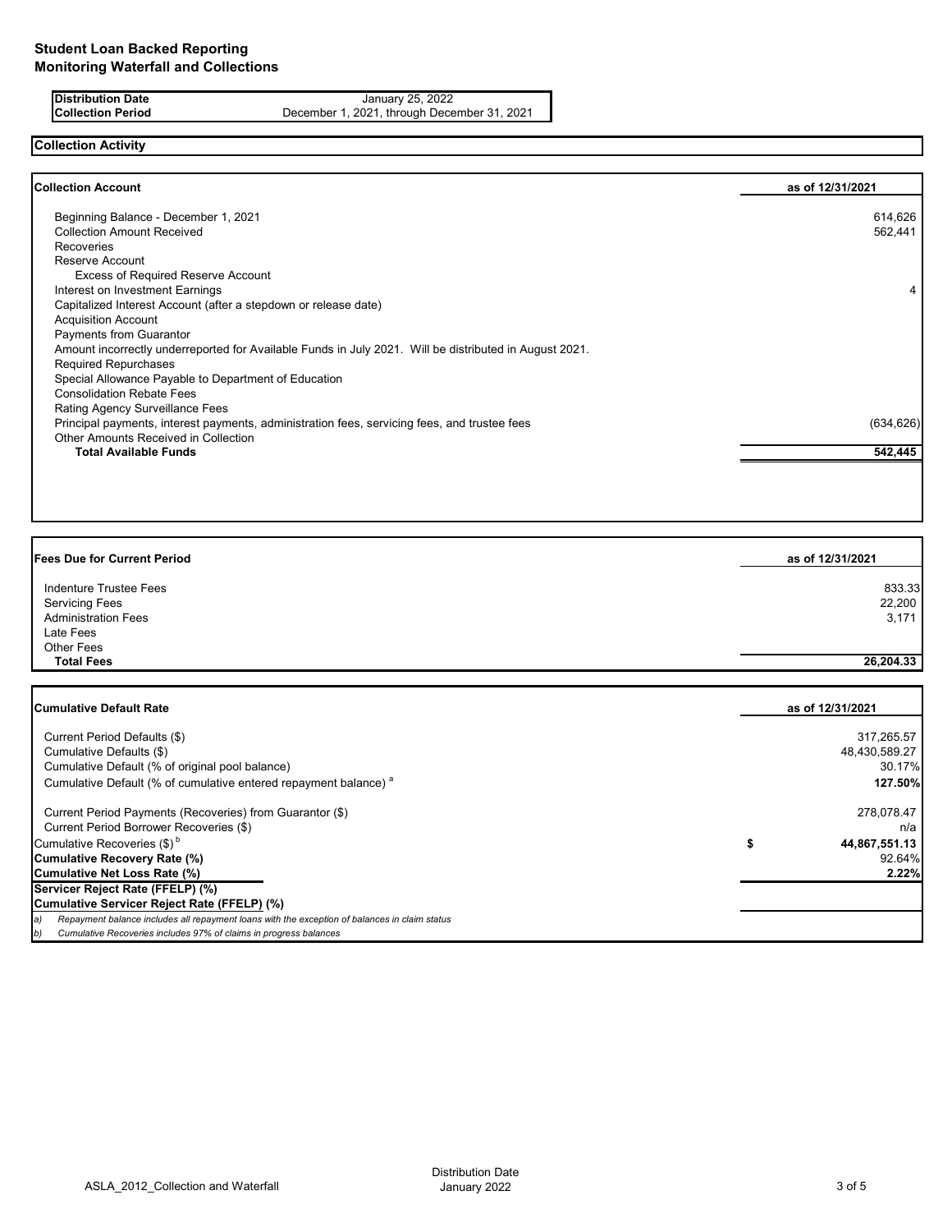# Student Loan Backed Reporting
## Monitoring Waterfall and Collections

| | |
|---|---|
| **Distribution Date** | January 25, 2022 |
| **Collection Period** | December 1, 2021, through December 31, 2021 |

## Collection Activity

| Collection Account | as of 12/31/2021 |
|---|---|
| Beginning Balance - December 1, 2021 | 614,626 |
| Collection Amount Received | 562,441 |
| Recoveries | |
| Reserve Account | |
| Excess of Required Reserve Account | |
| Interest on Investment Earnings | 4 |
| Capitalized Interest Account (after a stepdown or release date) | |
| Acquisition Account | |
| Payments from Guarantor | |
| Amount incorrectly underreported for Available Funds in July 2021. Will be distributed in August 2021. | |
| Required Repurchases | |
| Special Allowance Payable to Department of Education | |
| Consolidation Rebate Fees | |
| Rating Agency Surveillance Fees | |
| Principal payments, interest payments, administration fees, servicing fees, and trustee fees | (634,626) |
| Other Amounts Received in Collection | |
| **Total Available Funds** | **542,445** |

| Fees Due for Current Period | as of 12/31/2021 |
|---|---|
| Indenture Trustee Fees | 833.33 |
| Servicing Fees | 22,200 |
| Administration Fees | 3,171 |
| Late Fees | |
| Other Fees | |
| **Total Fees** | **26,204.33** |

| Cumulative Default Rate | as of 12/31/2021 |
|---|---|
| Current Period Defaults ($) | 317,265.57 |
| Cumulative Defaults ($) | 48,430,589.27 |
| Cumulative Default (% of original pool balance) | 30.17% |
| Cumulative Default (% of cumulative entered repayment balance) [a] | **127.50%** |
| Current Period Payments (Recoveries) from Guarantor ($) | 278,078.47 |
| Current Period Borrower Recoveries ($) | n/a |
| Cumulative Recoveries ($) [b] | **$ 44,867,551.13** |
| **Cumulative Recovery Rate (%)** | 92.64% |
| **Cumulative Net Loss Rate (%)** | **2.22%** |
| **Servicer Reject Rate (FFELP) (%)** | |
| **Cumulative Servicer Reject Rate (FFELP) (%)** | |

*a) Repayment balance includes all repayment loans with the exception of balances in claim status*

*b) Cumulative Recoveries includes 97% of claims in progress balances*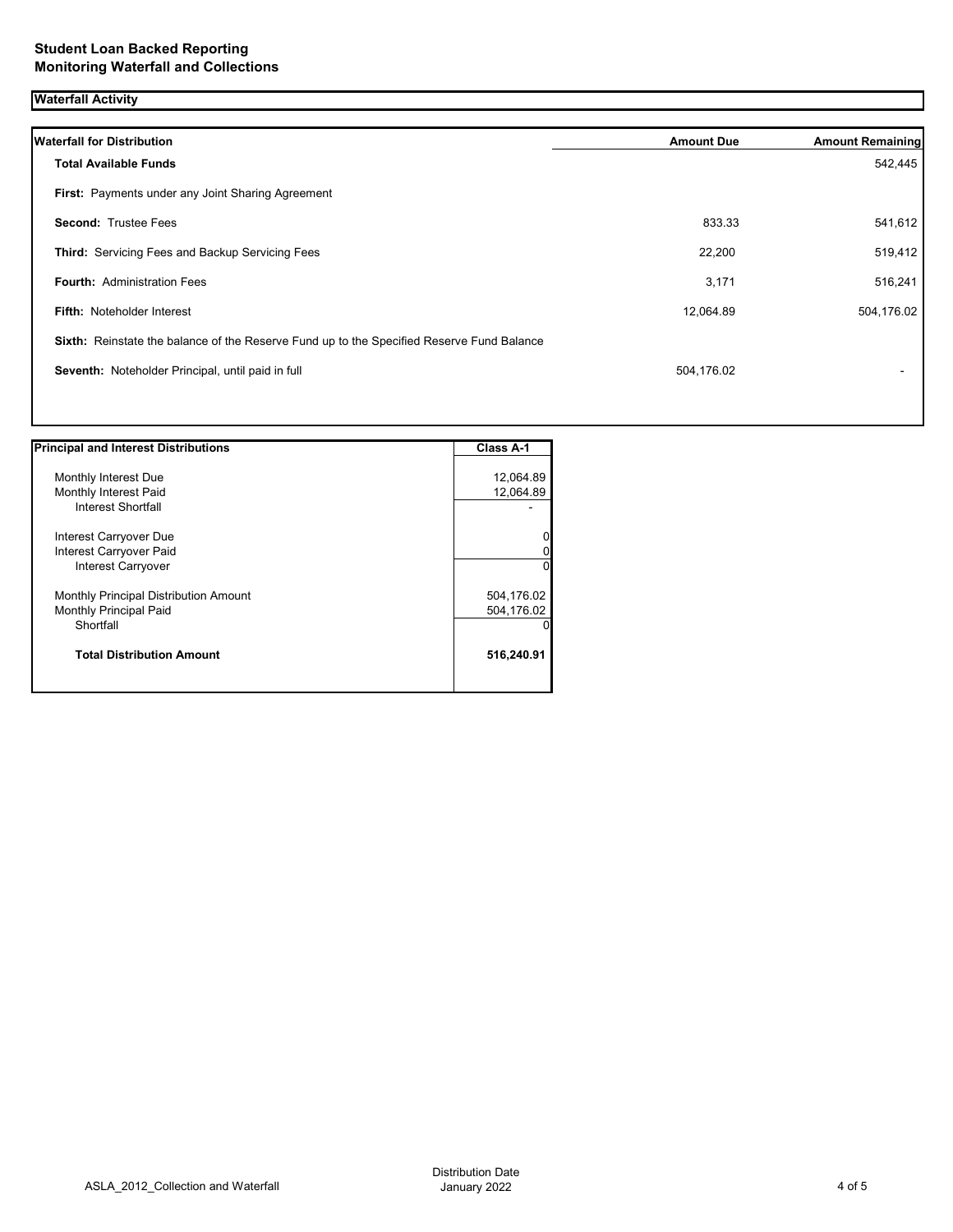**Student Loan Backed Reporting**
**Monitoring Waterfall and Collections**

## Waterfall Activity

| Waterfall for Distribution | Amount Due | Amount Remaining |
|---|---|---|
| **Total Available Funds** | | 542,445 |
| **First:** Payments under any Joint Sharing Agreement | | |
| **Second:** Trustee Fees | 833.33 | 541,612 |
| **Third:** Servicing Fees and Backup Servicing Fees | 22,200 | 519,412 |
| **Fourth:** Administration Fees | 3,171 | 516,241 |
| **Fifth:** Noteholder Interest | 12,064.89 | 504,176.02 |
| **Sixth:** Reinstate the balance of the Reserve Fund up to the Specified Reserve Fund Balance | | |
| **Seventh:** Noteholder Principal, until paid in full | 504,176.02 | - |

| Principal and Interest Distributions | Class A-1 |
|---|---|
| Monthly Interest Due | 12,064.89 |
| Monthly Interest Paid | 12,064.89 |
| Interest Shortfall | - |
| Interest Carryover Due | 0 |
| Interest Carryover Paid | 0 |
| Interest Carryover | 0 |
| Monthly Principal Distribution Amount | 504,176.02 |
| Monthly Principal Paid | 504,176.02 |
| Shortfall | 0 |
| **Total Distribution Amount** | **516,240.91** |

ASLA_2012_Collection and Waterfall

Distribution Date
January 2022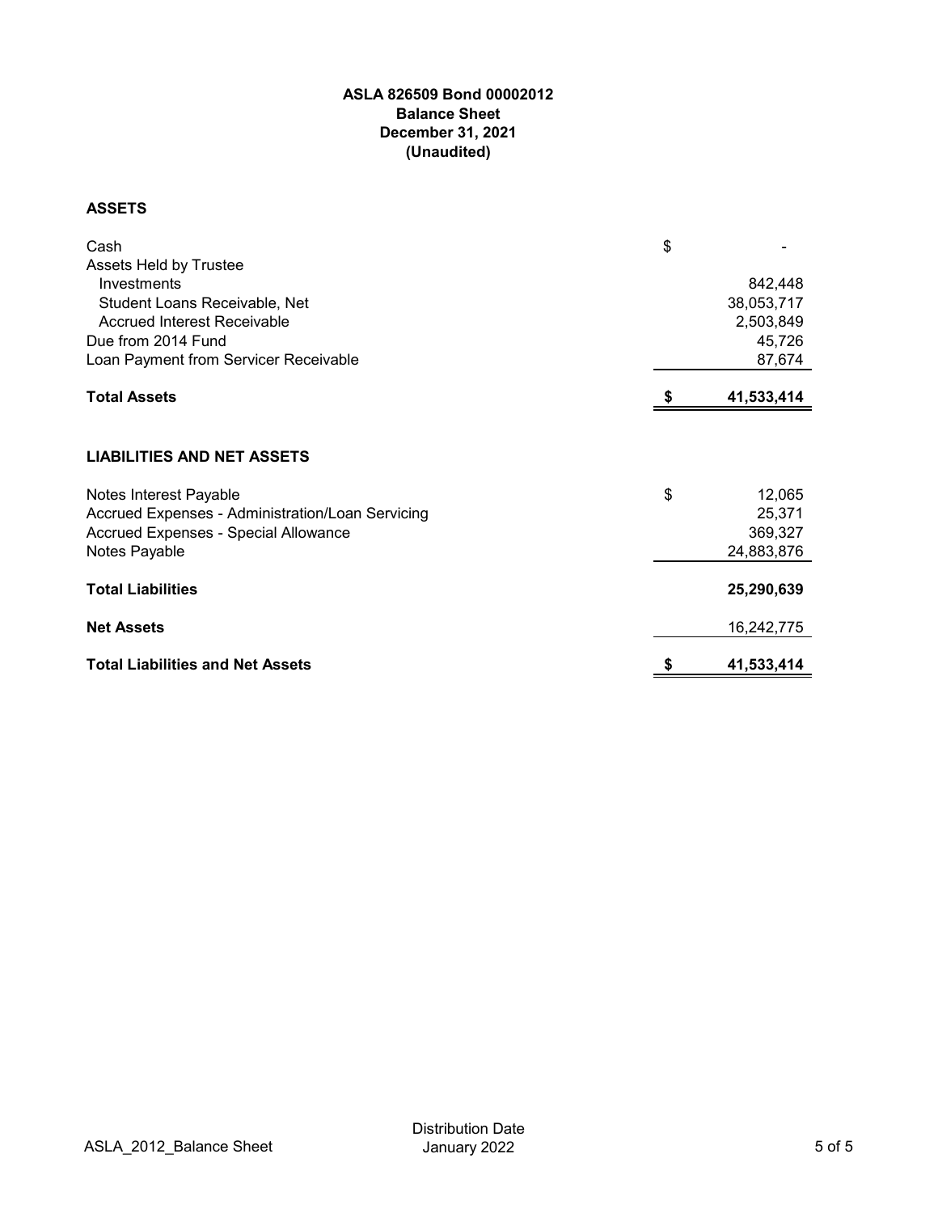**ASLA 826509 Bond 00002012**
**Balance Sheet**
**December 31, 2021**
**(Unaudited)**

**ASSETS**

| | | |
|---|---|---|
| Cash | $ | - |
| Assets Held by Trustee | | |
| Investments | | 842,448 |
| Student Loans Receivable, Net | | 38,053,717 |
| Accrued Interest Receivable | | 2,503,849 |
| Due from 2014 Fund | | 45,726 |
| Loan Payment from Servicer Receivable | | 87,674 |
| **Total Assets** | **$** | **41,533,414** |

**LIABILITIES AND NET ASSETS**

| | | |
|---|---|---|
| Notes Interest Payable | $ | 12,065 |
| Accrued Expenses - Administration/Loan Servicing | | 25,371 |
| Accrued Expenses - Special Allowance | | 369,327 |
| Notes Payable | | 24,883,876 |
| **Total Liabilities** | | **25,290,639** |
| **Net Assets** | | 16,242,775 |
| **Total Liabilities and Net Assets** | **$** | **41,533,414** |